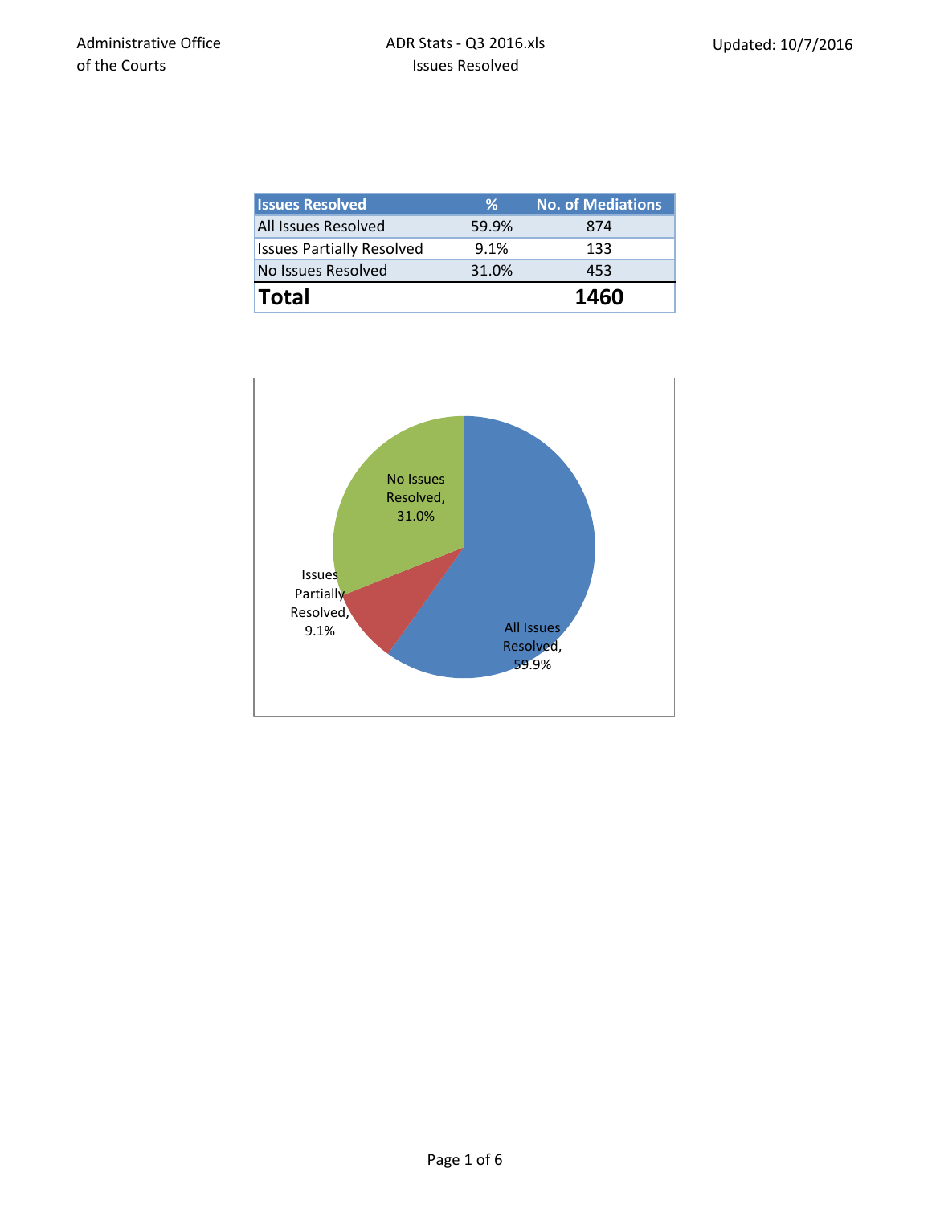Administrative Office of the Courts

ADR Stats - Q3 2016.xls

Issues Resolved

Updated: 10/7/2016

| Issues Resolved | % | No. of Mediations |
|---|---|---|
| All Issues Resolved | 59.9% | 874 |
| Issues Partially Resolved | 9.1% | 133 |
| No Issues Resolved | 31.0% | 453 |
| **Total** | | **1460** |

No Issues Resolved, 31.0%

Issues Partially Resolved, 9.1%

All Issues Resolved, 59.9%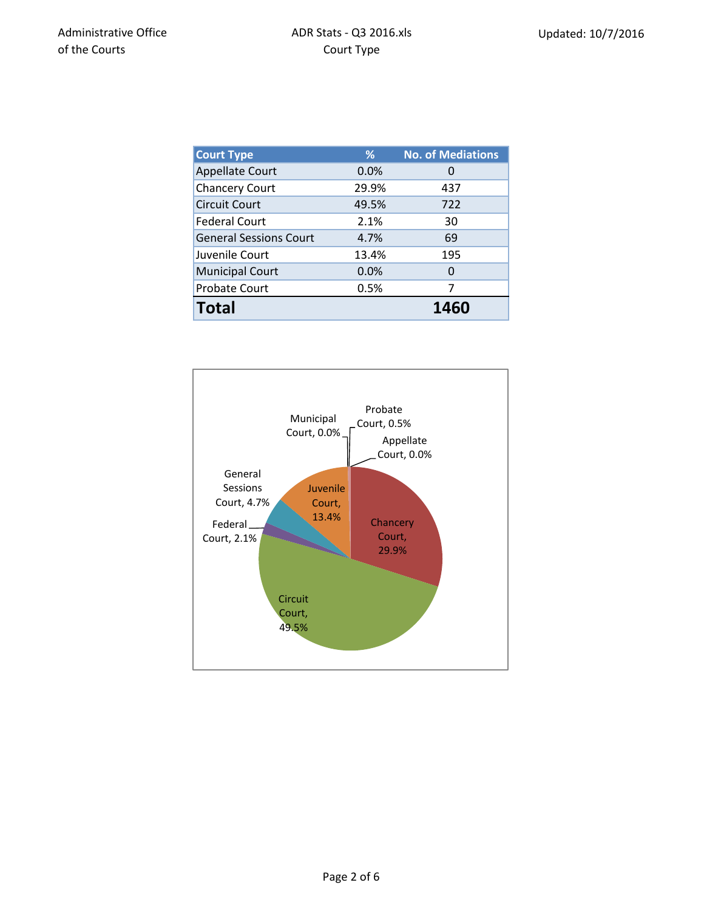Administrative Office of the Courts

ADR Stats - Q3 2016.xls
Court Type

Updated: 10/7/2016

| Court Type | % | No. of Mediations |
|---|---|---|
| Appellate Court | 0.0% | 0 |
| Chancery Court | 29.9% | 437 |
| Circuit Court | 49.5% | 722 |
| Federal Court | 2.1% | 30 |
| General Sessions Court | 4.7% | 69 |
| Juvenile Court | 13.4% | 195 |
| Municipal Court | 0.0% | 0 |
| Probate Court | 0.5% | 7 |
| **Total** | | **1460** |

Municipal Court, 0.0%
Probate Court, 0.5%
Appellate Court, 0.0%
General Sessions Court, 4.7%
Juvenile Court, 13.4%
Federal Court, 2.1%
Chancery Court, 29.9%
Circuit Court, 49.5%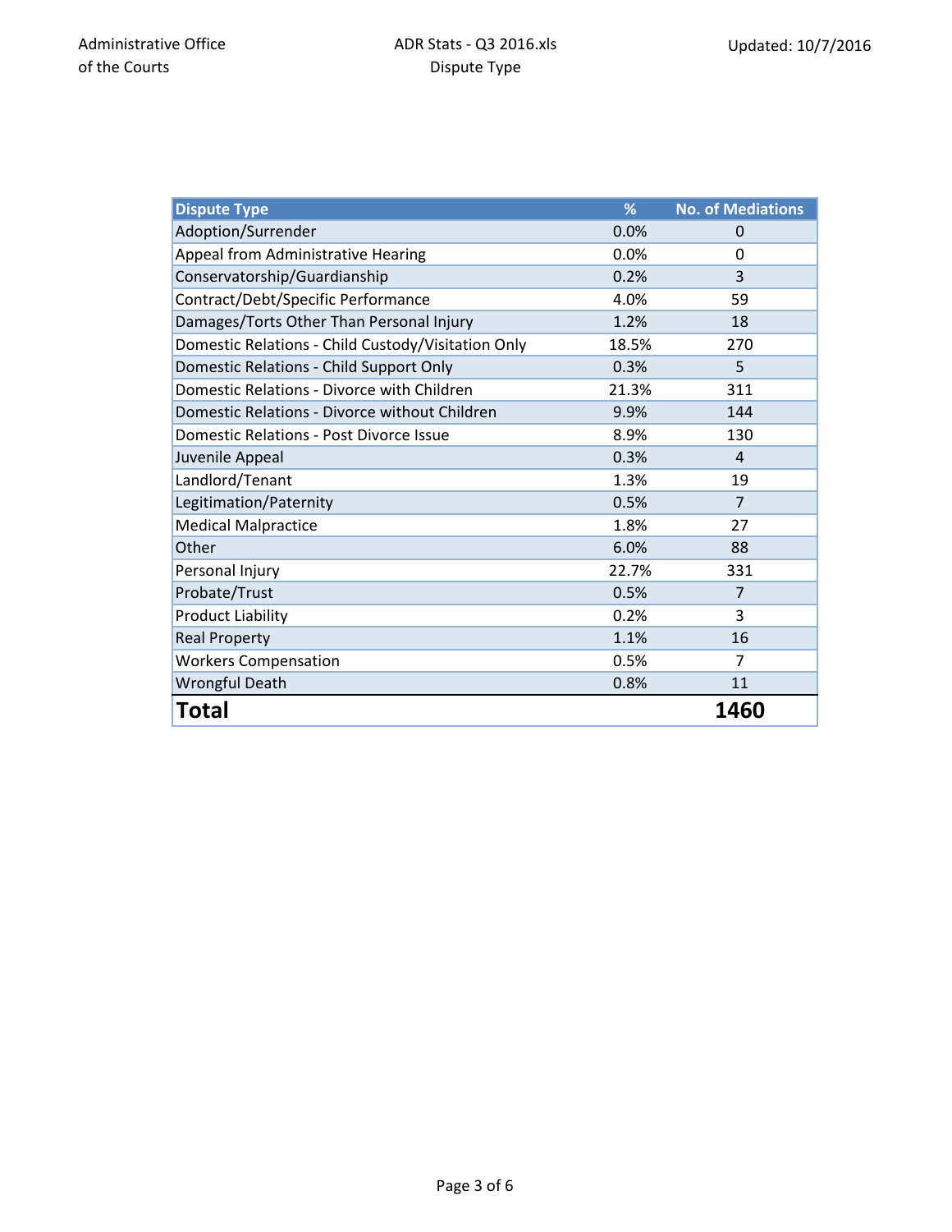| Dispute Type | % | No. of Mediations |
| --- | --- | --- |
| Adoption/Surrender | 0.0% | 0 |
| Appeal from Administrative Hearing | 0.0% | 0 |
| Conservatorship/Guardianship | 0.2% | 3 |
| Contract/Debt/Specific Performance | 4.0% | 59 |
| Damages/Torts Other Than Personal Injury | 1.2% | 18 |
| Domestic Relations - Child Custody/Visitation Only | 18.5% | 270 |
| Domestic Relations - Child Support Only | 0.3% | 5 |
| Domestic Relations - Divorce with Children | 21.3% | 311 |
| Domestic Relations - Divorce without Children | 9.9% | 144 |
| Domestic Relations - Post Divorce Issue | 8.9% | 130 |
| Juvenile Appeal | 0.3% | 4 |
| Landlord/Tenant | 1.3% | 19 |
| Legitimation/Paternity | 0.5% | 7 |
| Medical Malpractice | 1.8% | 27 |
| Other | 6.0% | 88 |
| Personal Injury | 22.7% | 331 |
| Probate/Trust | 0.5% | 7 |
| Product Liability | 0.2% | 3 |
| Real Property | 1.1% | 16 |
| Workers Compensation | 0.5% | 7 |
| Wrongful Death | 0.8% | 11 |
| **Total** | | **1460** |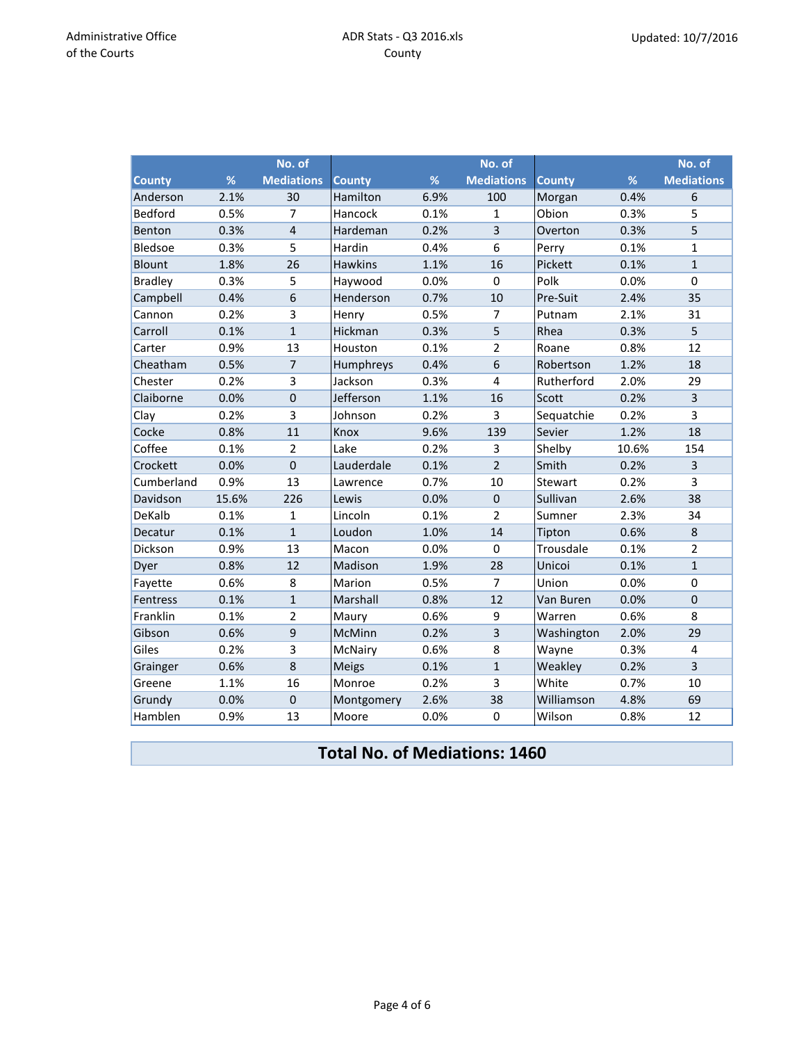| County | % | No. of Mediations | County | % | No. of Mediations | County | % | No. of Mediations |
|---|---|---|---|---|---|---|---|---|
| Anderson | 2.1% | 30 | Hamilton | 6.9% | 100 | Morgan | 0.4% | 6 |
| Bedford | 0.5% | 7 | Hancock | 0.1% | 1 | Obion | 0.3% | 5 |
| Benton | 0.3% | 4 | Hardeman | 0.2% | 3 | Overton | 0.3% | 5 |
| Bledsoe | 0.3% | 5 | Hardin | 0.4% | 6 | Perry | 0.1% | 1 |
| Blount | 1.8% | 26 | Hawkins | 1.1% | 16 | Pickett | 0.1% | 1 |
| Bradley | 0.3% | 5 | Haywood | 0.0% | 0 | Polk | 0.0% | 0 |
| Campbell | 0.4% | 6 | Henderson | 0.7% | 10 | Pre-Suit | 2.4% | 35 |
| Cannon | 0.2% | 3 | Henry | 0.5% | 7 | Putnam | 2.1% | 31 |
| Carroll | 0.1% | 1 | Hickman | 0.3% | 5 | Rhea | 0.3% | 5 |
| Carter | 0.9% | 13 | Houston | 0.1% | 2 | Roane | 0.8% | 12 |
| Cheatham | 0.5% | 7 | Humphreys | 0.4% | 6 | Robertson | 1.2% | 18 |
| Chester | 0.2% | 3 | Jackson | 0.3% | 4 | Rutherford | 2.0% | 29 |
| Claiborne | 0.0% | 0 | Jefferson | 1.1% | 16 | Scott | 0.2% | 3 |
| Clay | 0.2% | 3 | Johnson | 0.2% | 3 | Sequatchie | 0.2% | 3 |
| Cocke | 0.8% | 11 | Knox | 9.6% | 139 | Sevier | 1.2% | 18 |
| Coffee | 0.1% | 2 | Lake | 0.2% | 3 | Shelby | 10.6% | 154 |
| Crockett | 0.0% | 0 | Lauderdale | 0.1% | 2 | Smith | 0.2% | 3 |
| Cumberland | 0.9% | 13 | Lawrence | 0.7% | 10 | Stewart | 0.2% | 3 |
| Davidson | 15.6% | 226 | Lewis | 0.0% | 0 | Sullivan | 2.6% | 38 |
| DeKalb | 0.1% | 1 | Lincoln | 0.1% | 2 | Sumner | 2.3% | 34 |
| Decatur | 0.1% | 1 | Loudon | 1.0% | 14 | Tipton | 0.6% | 8 |
| Dickson | 0.9% | 13 | Macon | 0.0% | 0 | Trousdale | 0.1% | 2 |
| Dyer | 0.8% | 12 | Madison | 1.9% | 28 | Unicoi | 0.1% | 1 |
| Fayette | 0.6% | 8 | Marion | 0.5% | 7 | Union | 0.0% | 0 |
| Fentress | 0.1% | 1 | Marshall | 0.8% | 12 | Van Buren | 0.0% | 0 |
| Franklin | 0.1% | 2 | Maury | 0.6% | 9 | Warren | 0.6% | 8 |
| Gibson | 0.6% | 9 | McMinn | 0.2% | 3 | Washington | 2.0% | 29 |
| Giles | 0.2% | 3 | McNairy | 0.6% | 8 | Wayne | 0.3% | 4 |
| Grainger | 0.6% | 8 | Meigs | 0.1% | 1 | Weakley | 0.2% | 3 |
| Greene | 1.1% | 16 | Monroe | 0.2% | 3 | White | 0.7% | 10 |
| Grundy | 0.0% | 0 | Montgomery | 2.6% | 38 | Williamson | 4.8% | 69 |
| Hamblen | 0.9% | 13 | Moore | 0.0% | 0 | Wilson | 0.8% | 12 |

**Total No. of Mediations: 1460**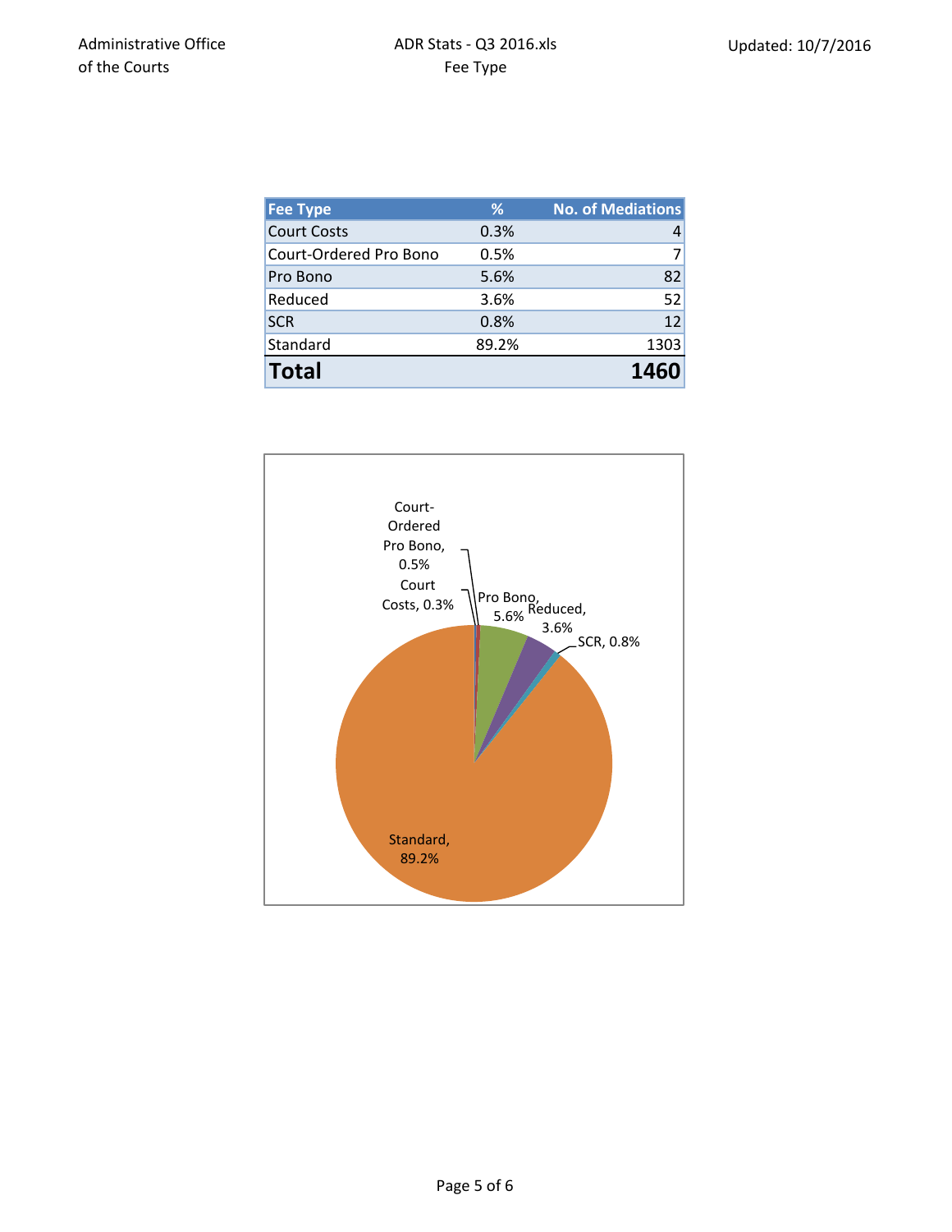Administrative Office of the Courts

ADR Stats - Q3 2016.xls
Fee Type

Updated: 10/7/2016

| Fee Type | % | No. of Mediations |
|---|---|---|
| Court Costs | 0.3% | 4 |
| Court-Ordered Pro Bono | 0.5% | 7 |
| Pro Bono | 5.6% | 82 |
| Reduced | 3.6% | 52 |
| SCR | 0.8% | 12 |
| Standard | 89.2% | 1303 |
| **Total** | | **1460** |

Court-Ordered Pro Bono, 0.5%
Court Costs, 0.3%
Pro Bono, 5.6%
Reduced, 3.6%
SCR, 0.8%
Standard, 89.2%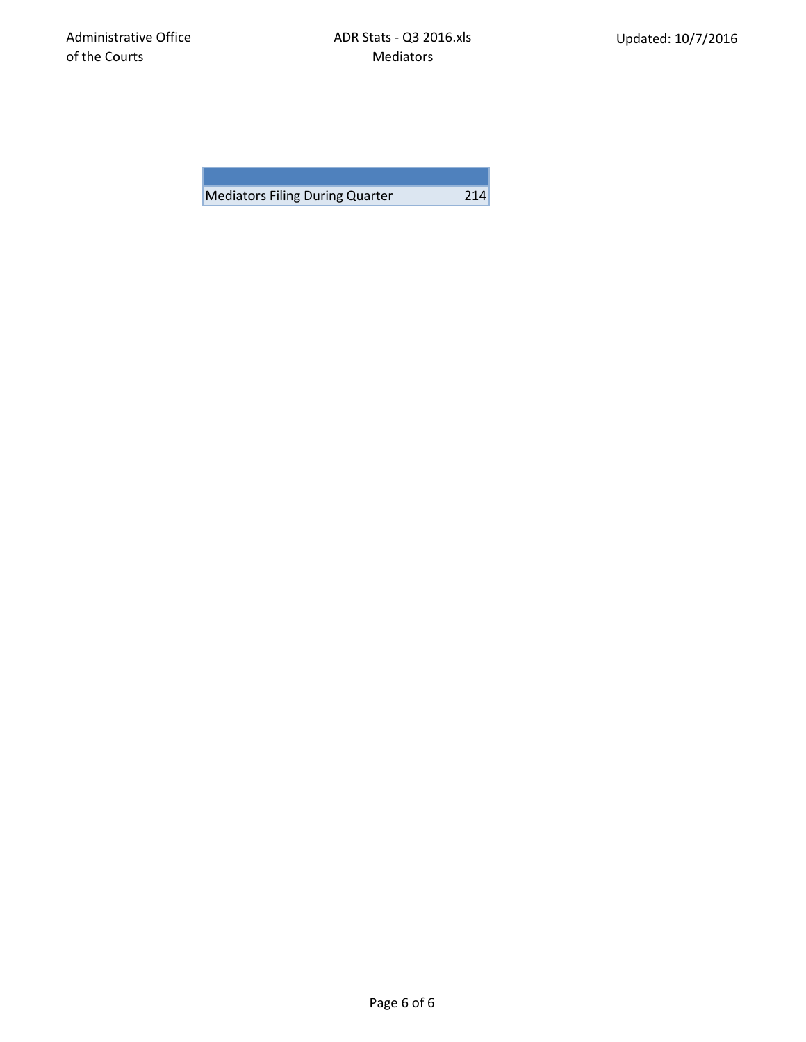| | |
|---|---|
| Mediators Filing During Quarter | 214 |